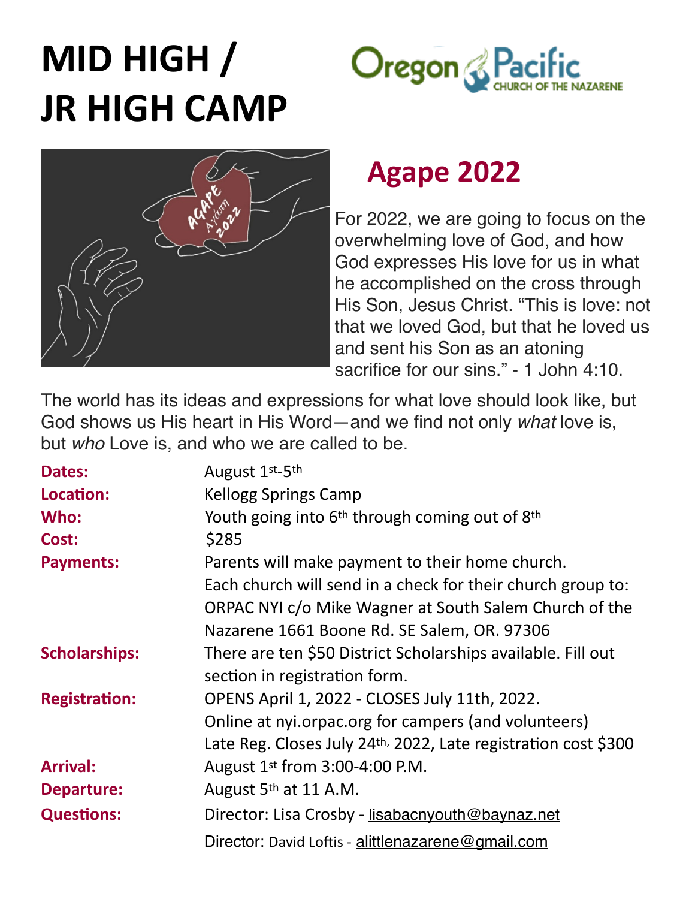# MID HIGH / JR HIGH CAMP

Oregon Pacific CHURCH OF THE NAZARENE

## Agape 2022

For 2022, we are going to focus on the overwhelming love of God, and how God expresses His love for us in what he accomplished on the cross through His Son, Jesus Christ. "This is love: not that we loved God, but that he loved us and sent his Son as an atoning sacrifice for our sins." - 1 John 4:10.

The world has its ideas and expressions for what love should look like, but God shows us His heart in His Word—and we find not only *what* love is, but *who* Love is, and who we are called to be.

**Dates:** August 1st-5th

**Location:** Kellogg Springs Camp

**Who:** Youth going into 6th through coming out of 8th

**Cost:** $285

**Payments:** Parents will make payment to their home church. Each church will send in a check for their church group to: ORPAC NYI c/o Mike Wagner at South Salem Church of the Nazarene 1661 Boone Rd. SE Salem, OR. 97306

**Scholarships:** There are ten $50 District Scholarships available. Fill out section in registration form.

**Registration:** OPENS April 1, 2022 - CLOSES July 11th, 2022. Online at nyi.orpac.org for campers (and volunteers) Late Reg. Closes July 24th, 2022, Late registration cost $300

**Arrival:** August 1st from 3:00-4:00 P.M.

**Departure:** August 5th at 11 A.M.

**Questions:** Director: Lisa Crosby - lisabacnyouth@baynaz.net

Director: David Loftis - alittlenazarene@gmail.com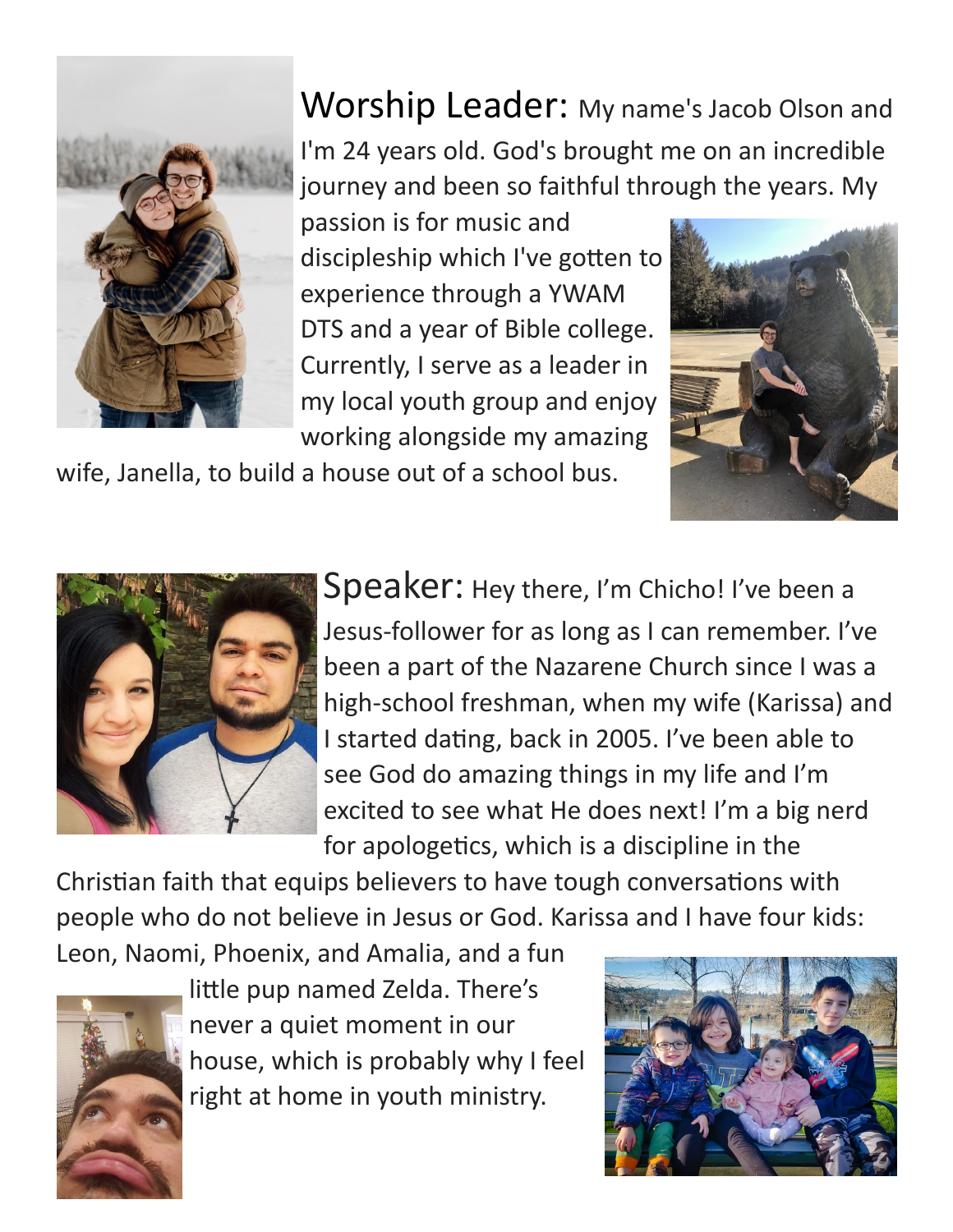Worship Leader: My name's Jacob Olson and I'm 24 years old. God's brought me on an incredible journey and been so faithful through the years. My passion is for music and discipleship which I've gotten to experience through a YWAM DTS and a year of Bible college. Currently, I serve as a leader in my local youth group and enjoy working alongside my amazing wife, Janella, to build a house out of a school bus.

Speaker: Hey there, I'm Chicho! I've been a Jesus-follower for as long as I can remember. I've been a part of the Nazarene Church since I was a high-school freshman, when my wife (Karissa) and I started dating, back in 2005. I've been able to see God do amazing things in my life and I'm excited to see what He does next! I'm a big nerd for apologetics, which is a discipline in the Christian faith that equips believers to have tough conversations with people who do not believe in Jesus or God. Karissa and I have four kids: Leon, Naomi, Phoenix, and Amalia, and a fun little pup named Zelda. There's never a quiet moment in our house, which is probably why I feel right at home in youth ministry.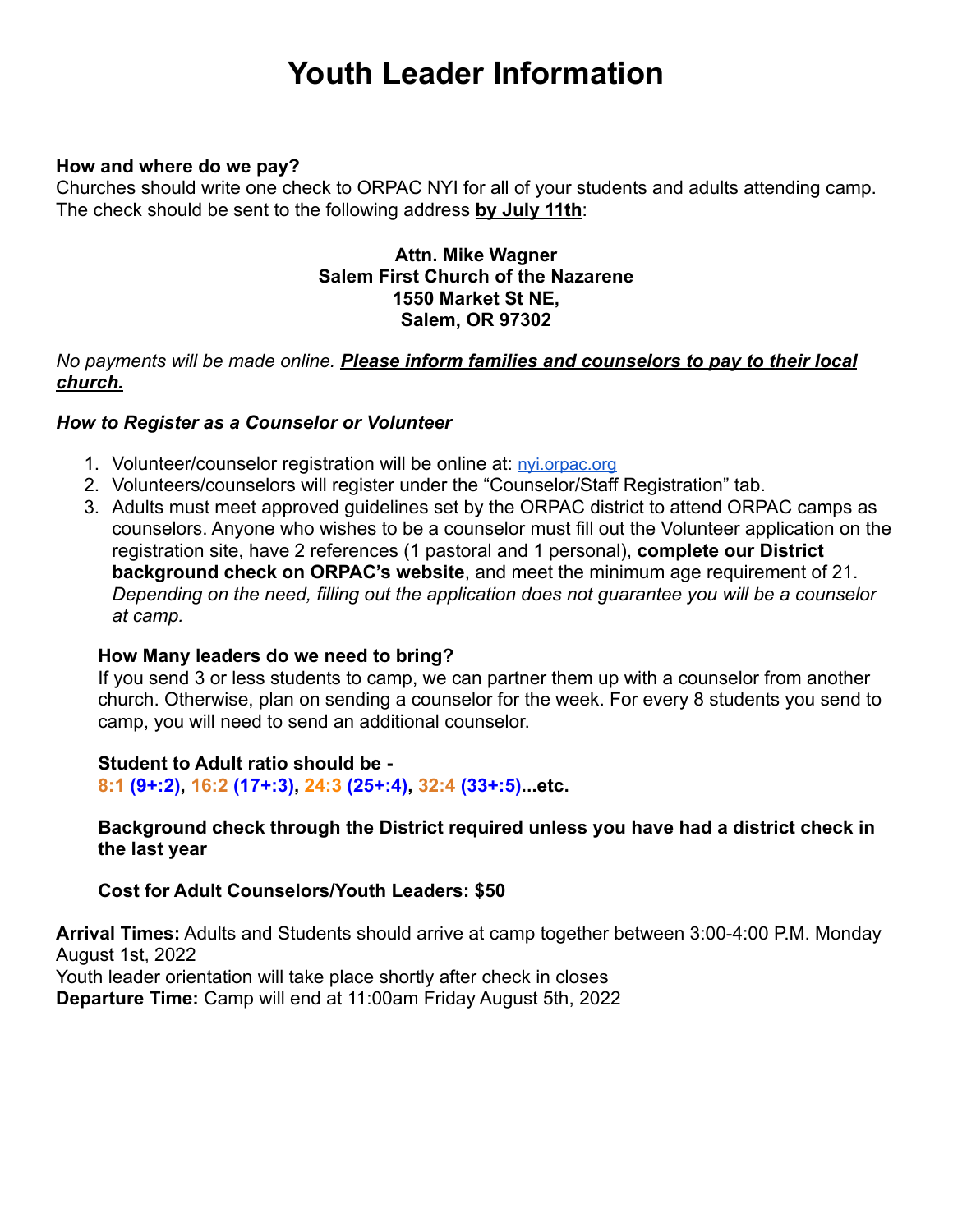# Youth Leader Information

**How and where do we pay?**

Churches should write one check to ORPAC NYI for all of your students and adults attending camp. The check should be sent to the following address **by July 11th**:

**Attn. Mike Wagner**
**Salem First Church of the Nazarene**
**1550 Market St NE,**
**Salem, OR 97302**

*No payments will be made online.* ***Please inform families and counselors to pay to their local church.***

***How to Register as a Counselor or Volunteer***

1. Volunteer/counselor registration will be online at: nyi.orpac.org
2. Volunteers/counselors will register under the "Counselor/Staff Registration" tab.
3. Adults must meet approved guidelines set by the ORPAC district to attend ORPAC camps as counselors. Anyone who wishes to be a counselor must fill out the Volunteer application on the registration site, have 2 references (1 pastoral and 1 personal), **complete our District background check on ORPAC's website**, and meet the minimum age requirement of 21. *Depending on the need, filling out the application does not guarantee you will be a counselor at camp.*

**How Many leaders do we need to bring?**

If you send 3 or less students to camp, we can partner them up with a counselor from another church. Otherwise, plan on sending a counselor for the week. For every 8 students you send to camp, you will need to send an additional counselor.

**Student to Adult ratio should be -**

**8:1 (9+:2), 16:2 (17+:3), 24:3 (25+:4), 32:4 (33+:5)...etc.**

**Background check through the District required unless you have had a district check in the last year**

**Cost for Adult Counselors/Youth Leaders: $50**

**Arrival Times:** Adults and Students should arrive at camp together between 3:00-4:00 P.M. Monday August 1st, 2022

Youth leader orientation will take place shortly after check in closes

**Departure Time:** Camp will end at 11:00am Friday August 5th, 2022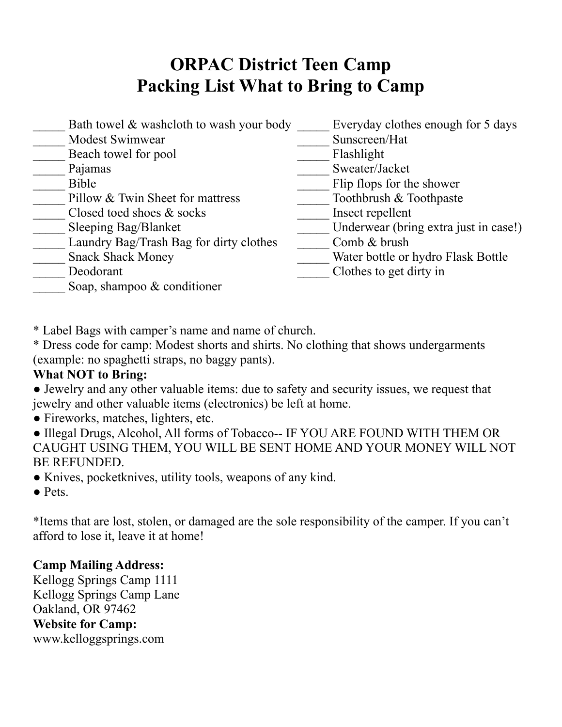# ORPAC District Teen Camp
# Packing List What to Bring to Camp

_____ Bath towel & washcloth to wash your body
_____ Modest Swimwear
_____ Beach towel for pool
_____ Pajamas
_____ Bible
_____ Pillow & Twin Sheet for mattress
_____ Closed toed shoes & socks
_____ Sleeping Bag/Blanket
_____ Laundry Bag/Trash Bag for dirty clothes
_____ Snack Shack Money
_____ Deodorant
_____ Soap, shampoo & conditioner
_____ Everyday clothes enough for 5 days
_____ Sunscreen/Hat
_____ Flashlight
_____ Sweater/Jacket
_____ Flip flops for the shower
_____ Toothbrush & Toothpaste
_____ Insect repellent
_____ Underwear (bring extra just in case!)
_____ Comb & brush
_____ Water bottle or hydro Flask Bottle
_____ Clothes to get dirty in

* Label Bags with camper's name and name of church.
* Dress code for camp: Modest shorts and shirts. No clothing that shows undergarments (example: no spaghetti straps, no baggy pants).

**What NOT to Bring:**

- Jewelry and any other valuable items: due to safety and security issues, we request that jewelry and other valuable items (electronics) be left at home.
- Fireworks, matches, lighters, etc.
- Illegal Drugs, Alcohol, All forms of Tobacco-- IF YOU ARE FOUND WITH THEM OR CAUGHT USING THEM, YOU WILL BE SENT HOME AND YOUR MONEY WILL NOT BE REFUNDED.
- Knives, pocketknives, utility tools, weapons of any kind.
- Pets.

*Items that are lost, stolen, or damaged are the sole responsibility of the camper. If you can't afford to lose it, leave it at home!

**Camp Mailing Address:**
Kellogg Springs Camp 1111
Kellogg Springs Camp Lane
Oakland, OR 97462
**Website for Camp:**
www.kelloggsprings.com